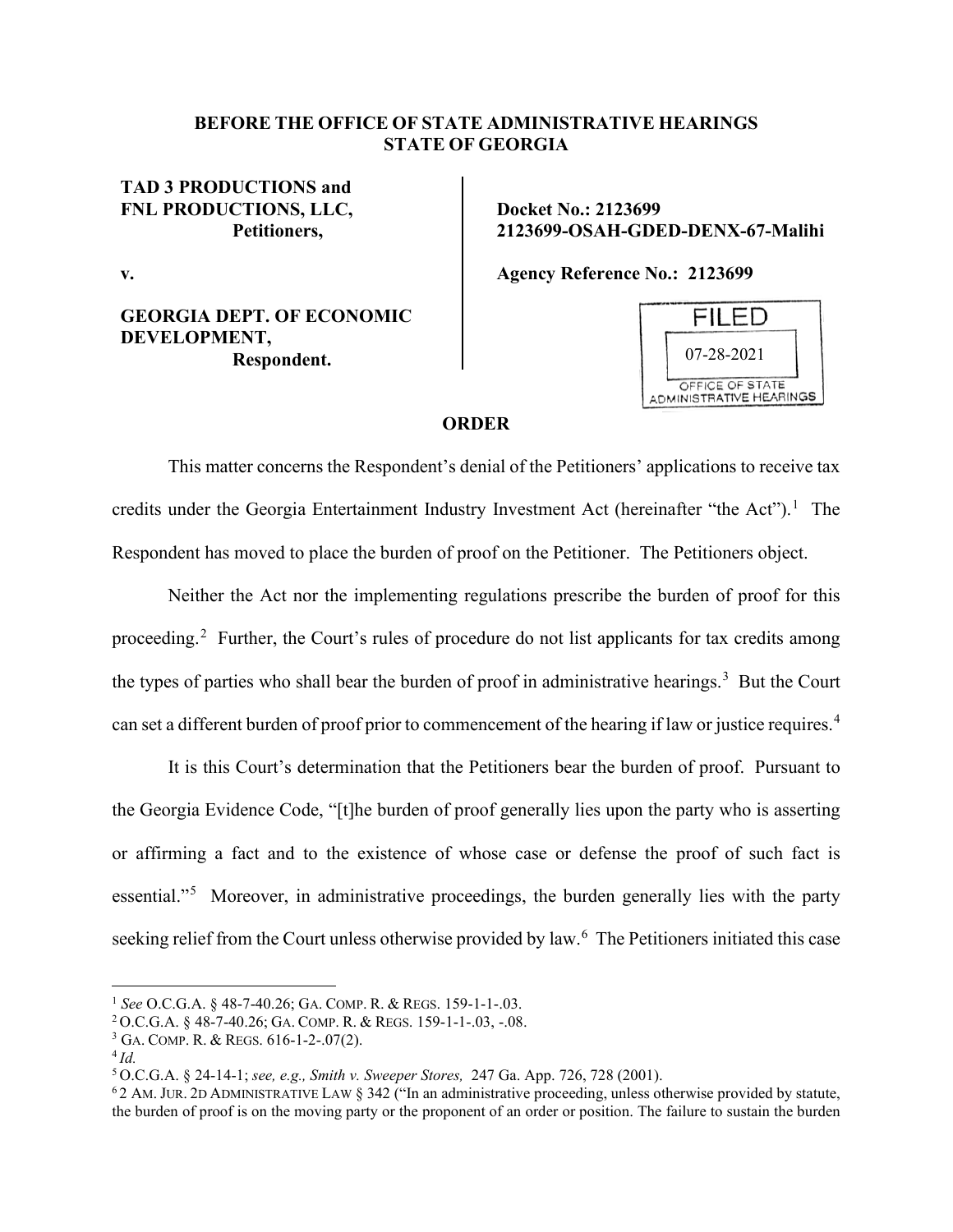**BEFORE THE OFFICE OF STATE ADMINISTRATIVE HEARINGS**
**STATE OF GEORGIA**

| | |
|---|---|
| **TAD 3 PRODUCTIONS and FNL PRODUCTIONS, LLC,** **Petitioners,** | **Docket No.: 2123699** **2123699-OSAH-GDED-DENX-67-Malihi** |
| **v.** | **Agency Reference No.: 2123699** |
| **GEORGIA DEPT. OF ECONOMIC DEVELOPMENT,** **Respondent.** | FILED 07-28-2021 OFFICE OF STATE ADMINISTRATIVE HEARINGS |

**ORDER**

This matter concerns the Respondent's denial of the Petitioners' applications to receive tax credits under the Georgia Entertainment Industry Investment Act (hereinafter "the Act").[1] The Respondent has moved to place the burden of proof on the Petitioner. The Petitioners object.

Neither the Act nor the implementing regulations prescribe the burden of proof for this proceeding.[2] Further, the Court's rules of procedure do not list applicants for tax credits among the types of parties who shall bear the burden of proof in administrative hearings.[3] But the Court can set a different burden of proof prior to commencement of the hearing if law or justice requires.[4]

It is this Court's determination that the Petitioners bear the burden of proof. Pursuant to the Georgia Evidence Code, "[t]he burden of proof generally lies upon the party who is asserting or affirming a fact and to the existence of whose case or defense the proof of such fact is essential."[5] Moreover, in administrative proceedings, the burden generally lies with the party seeking relief from the Court unless otherwise provided by law.[6] The Petitioners initiated this case

---

[1] *See* O.C.G.A. § 48-7-40.26; GA. COMP. R. & REGS. 159-1-1-.03.

[2] O.C.G.A. § 48-7-40.26; GA. COMP. R. & REGS. 159-1-1-.03, -.08.

[3] GA. COMP. R. & REGS. 616-1-2-.07(2).

[4] *Id.*

[5] O.C.G.A. § 24-14-1; *see, e.g., Smith v. Sweeper Stores,* 247 Ga. App. 726, 728 (2001).

[6] 2 AM. JUR. 2D ADMINISTRATIVE LAW § 342 ("In an administrative proceeding, unless otherwise provided by statute, the burden of proof is on the moving party or the proponent of an order or position. The failure to sustain the burden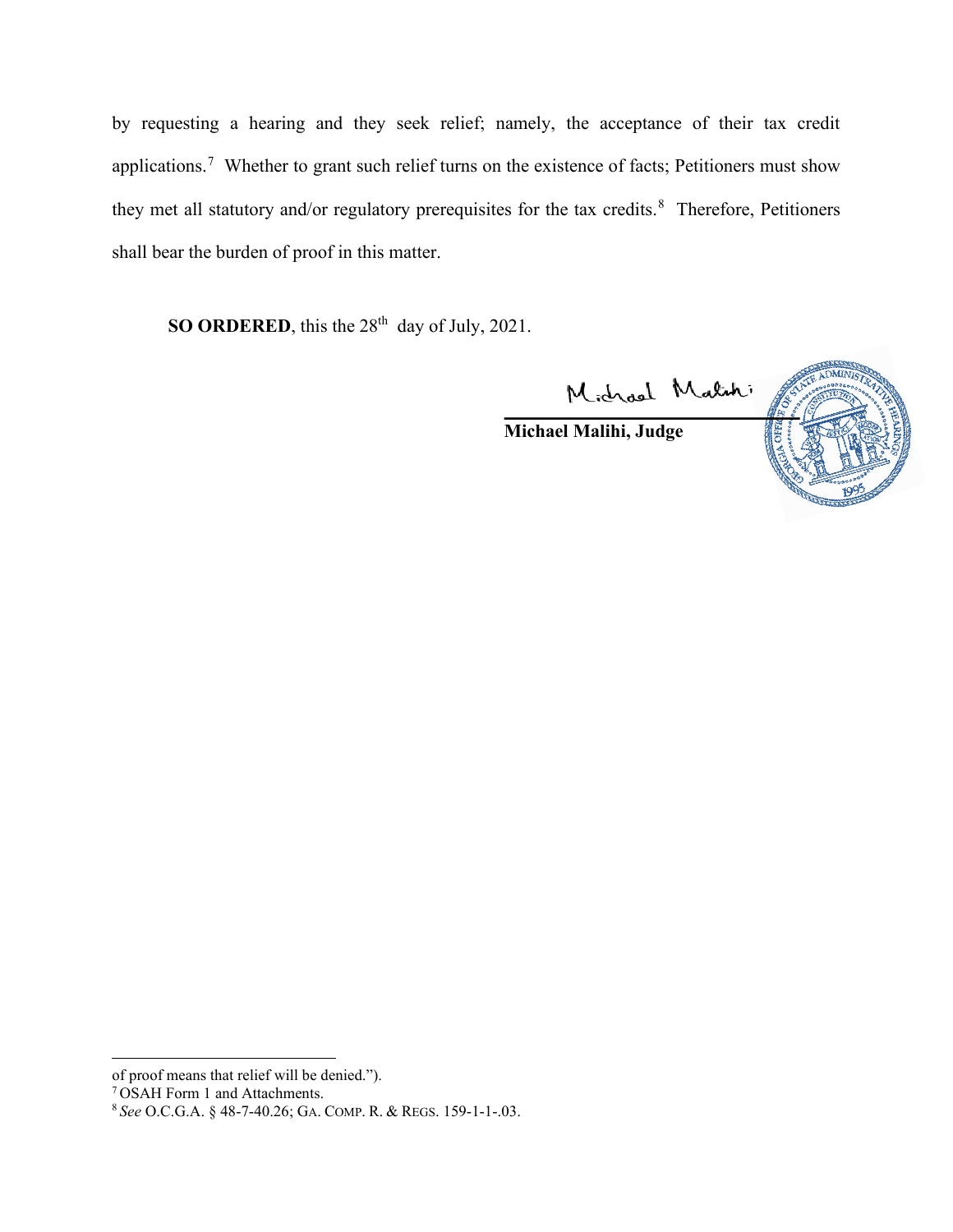by requesting a hearing and they seek relief; namely, the acceptance of their tax credit applications.[7] Whether to grant such relief turns on the existence of facts; Petitioners must show they met all statutory and/or regulatory prerequisites for the tax credits.[8] Therefore, Petitioners shall bear the burden of proof in this matter.

**SO ORDERED**, this the 28th day of July, 2021.

Michael Malihi

**Michael Malihi, Judge**

---

of proof means that relief will be denied.").

[7] OSAH Form 1 and Attachments.

[8] *See* O.C.G.A. § 48-7-40.26; GA. COMP. R. & REGS. 159-1-1-.03.